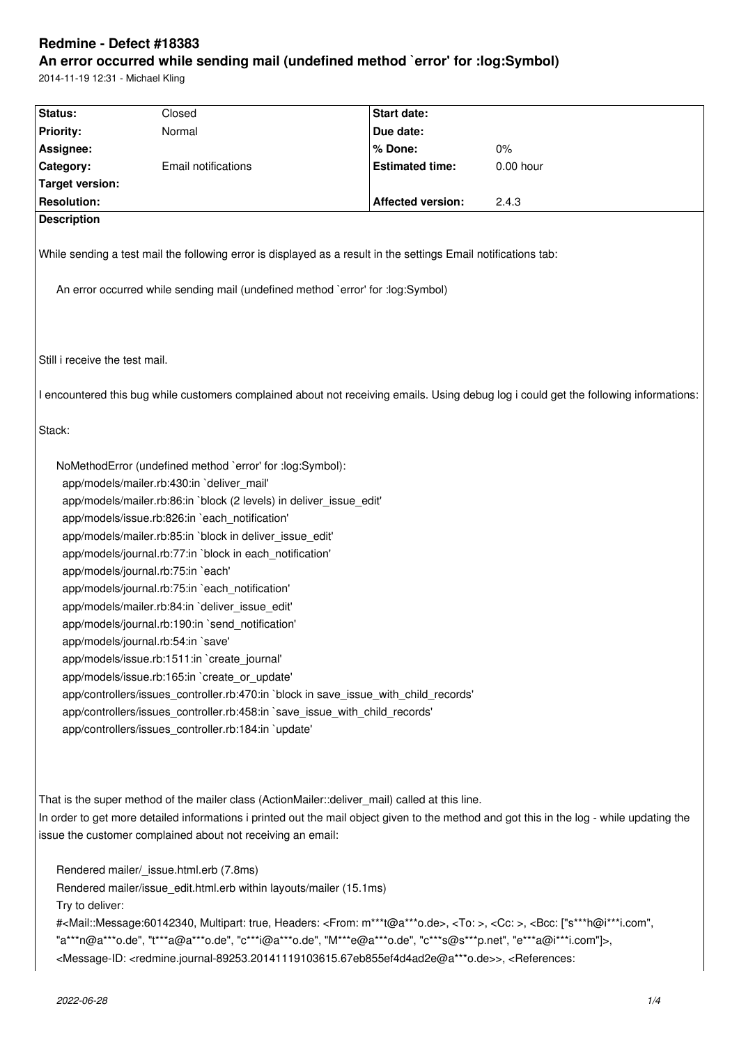# Redmine - Defect #18383

## An error occurred while sending mail (undefined method `error' for :log:Symbol)

2014-11-19 12:31 - Michael Kling

| Status: | Closed | Start date: | |
|---|---|---|---|
| Priority: | Normal | Due date: | |
| Assignee: | | % Done: | 0% |
| Category: | Email notifications | Estimated time: | 0.00 hour |
| Target version: | | | |
| Resolution: | | Affected version: | 2.4.3 |

**Description**

While sending a test mail the following error is displayed as a result in the settings Email notifications tab:

```
An error occurred while sending mail (undefined method `error' for :log:Symbol)
```

Still i receive the test mail.

I encountered this bug while customers complained about not receiving emails. Using debug log i could get the following informations:

Stack:

```
NoMethodError (undefined method `error' for :log:Symbol):
  app/models/mailer.rb:430:in `deliver_mail'
  app/models/mailer.rb:86:in `block (2 levels) in deliver_issue_edit'
  app/models/issue.rb:826:in `each_notification'
  app/models/mailer.rb:85:in `block in deliver_issue_edit'
  app/models/journal.rb:77:in `block in each_notification'
  app/models/journal.rb:75:in `each'
  app/models/journal.rb:75:in `each_notification'
  app/models/mailer.rb:84:in `deliver_issue_edit'
  app/models/journal.rb:190:in `send_notification'
  app/models/journal.rb:54:in `save'
  app/models/issue.rb:1511:in `create_journal'
  app/models/issue.rb:165:in `create_or_update'
  app/controllers/issues_controller.rb:470:in `block in save_issue_with_child_records'
  app/controllers/issues_controller.rb:458:in `save_issue_with_child_records'
  app/controllers/issues_controller.rb:184:in `update'
```

That is the super method of the mailer class (ActionMailer::deliver_mail) called at this line.
In order to get more detailed informations i printed out the mail object given to the method and got this in the log - while updating the issue the customer complained about not receiving an email:

```
Rendered mailer/_issue.html.erb (7.8ms)
Rendered mailer/issue_edit.html.erb within layouts/mailer (15.1ms)
Try to deliver:
#<Mail::Message:60142340, Multipart: true, Headers: <From: m***t@a***o.de>, <To: >, <Cc: >, <Bcc: ["s***h@i***i.com",
"a***n@a***o.de", "t***a@a***o.de", "c***i@a***o.de", "M***e@a***o.de", "c***s@s***p.net", "e***a@i***i.com"]>,
<Message-ID: <redmine.journal-89253.20141119103615.67eb855ef4d4ad2e@a***o.de>>, <References:
```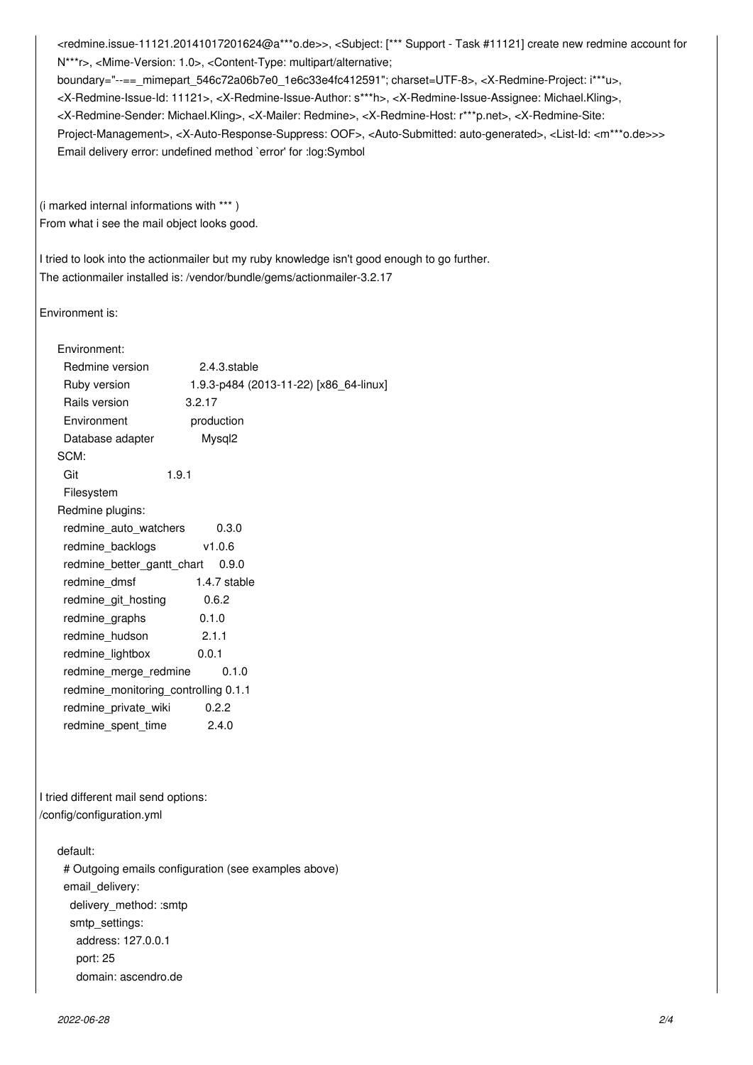```
<redmine.issue-11121.20141017201624@a***o.de>>, <Subject: [*** Support - Task #11121] create new redmine account for N***r>, <Mime-Version: 1.0>, <Content-Type: multipart/alternative;
boundary="--==_mimepart_546c72a06b7e0_1e6c33e4fc412591"; charset=UTF-8>, <X-Redmine-Project: i***u>,
<X-Redmine-Issue-Id: 11121>, <X-Redmine-Issue-Author: s***h>, <X-Redmine-Issue-Assignee: Michael.Kling>,
<X-Redmine-Sender: Michael.Kling>, <X-Mailer: Redmine>, <X-Redmine-Host: r***p.net>, <X-Redmine-Site:
Project-Management>, <X-Auto-Response-Suppress: OOF>, <Auto-Submitted: auto-generated>, <List-Id: <m***o.de>>>
Email delivery error: undefined method `error' for :log:Symbol
```

(i marked internal informations with *** )
From what i see the mail object looks good.

I tried to look into the actionmailer but my ruby knowledge isn't good enough to go further.
The actionmailer installed is: /vendor/bundle/gems/actionmailer-3.2.17

Environment is:

```
Environment:
  Redmine version                2.4.3.stable
  Ruby version                   1.9.3-p484 (2013-11-22) [x86_64-linux]
  Rails version                  3.2.17
  Environment                    production
  Database adapter               Mysql2
SCM:
  Git                            1.9.1
  Filesystem
Redmine plugins:
  redmine_auto_watchers          0.3.0
  redmine_backlogs               v1.0.6
  redmine_better_gantt_chart     0.9.0
  redmine_dmsf                   1.4.7 stable
  redmine_git_hosting            0.6.2
  redmine_graphs                 0.1.0
  redmine_hudson                 2.1.1
  redmine_lightbox               0.0.1
  redmine_merge_redmine          0.1.0
  redmine_monitoring_controlling 0.1.1
  redmine_private_wiki           0.2.2
  redmine_spent_time             2.4.0
```

I tried different mail send options:
/config/configuration.yml

```
default:
  # Outgoing emails configuration (see examples above)
  email_delivery:
    delivery_method: :smtp
    smtp_settings:
      address: 127.0.0.1
      port: 25
      domain: ascendro.de
```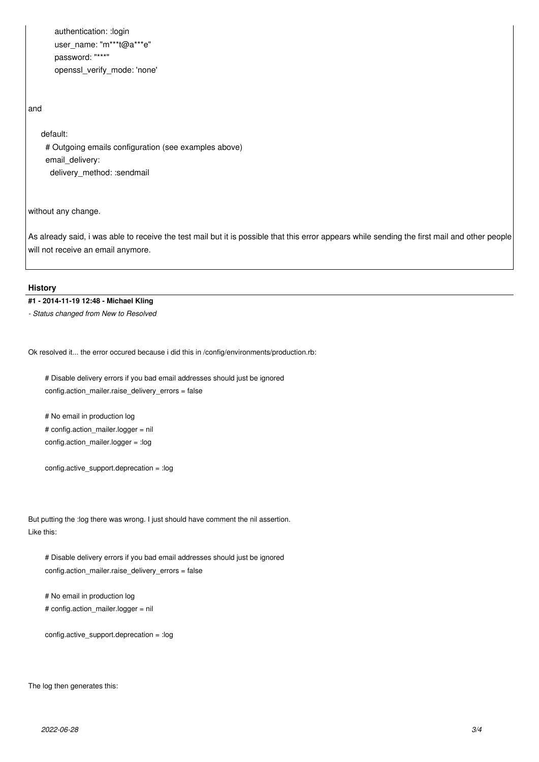```
      authentication: :login
      user_name: "m***t@a***e"
      password: "***"
      openssl_verify_mode: 'none'
```

and

```
default:
  # Outgoing emails configuration (see examples above)
  email_delivery:
    delivery_method: :sendmail
```

without any change.

As already said, i was able to receive the test mail but it is possible that this error appears while sending the first mail and other people will not receive an email anymore.

## History

**#1 - 2014-11-19 12:48 - Michael Kling**

*- Status changed from New to Resolved*

Ok resolved it... the error occured because i did this in /config/environments/production.rb:

```
# Disable delivery errors if you bad email addresses should just be ignored
config.action_mailer.raise_delivery_errors = false

# No email in production log
# config.action_mailer.logger = nil
config.action_mailer.logger = :log

config.active_support.deprecation = :log
```

But putting the :log there was wrong. I just should have comment the nil assertion.
Like this:

```
# Disable delivery errors if you bad email addresses should just be ignored
config.action_mailer.raise_delivery_errors = false

# No email in production log
# config.action_mailer.logger = nil

config.active_support.deprecation = :log
```

The log then generates this: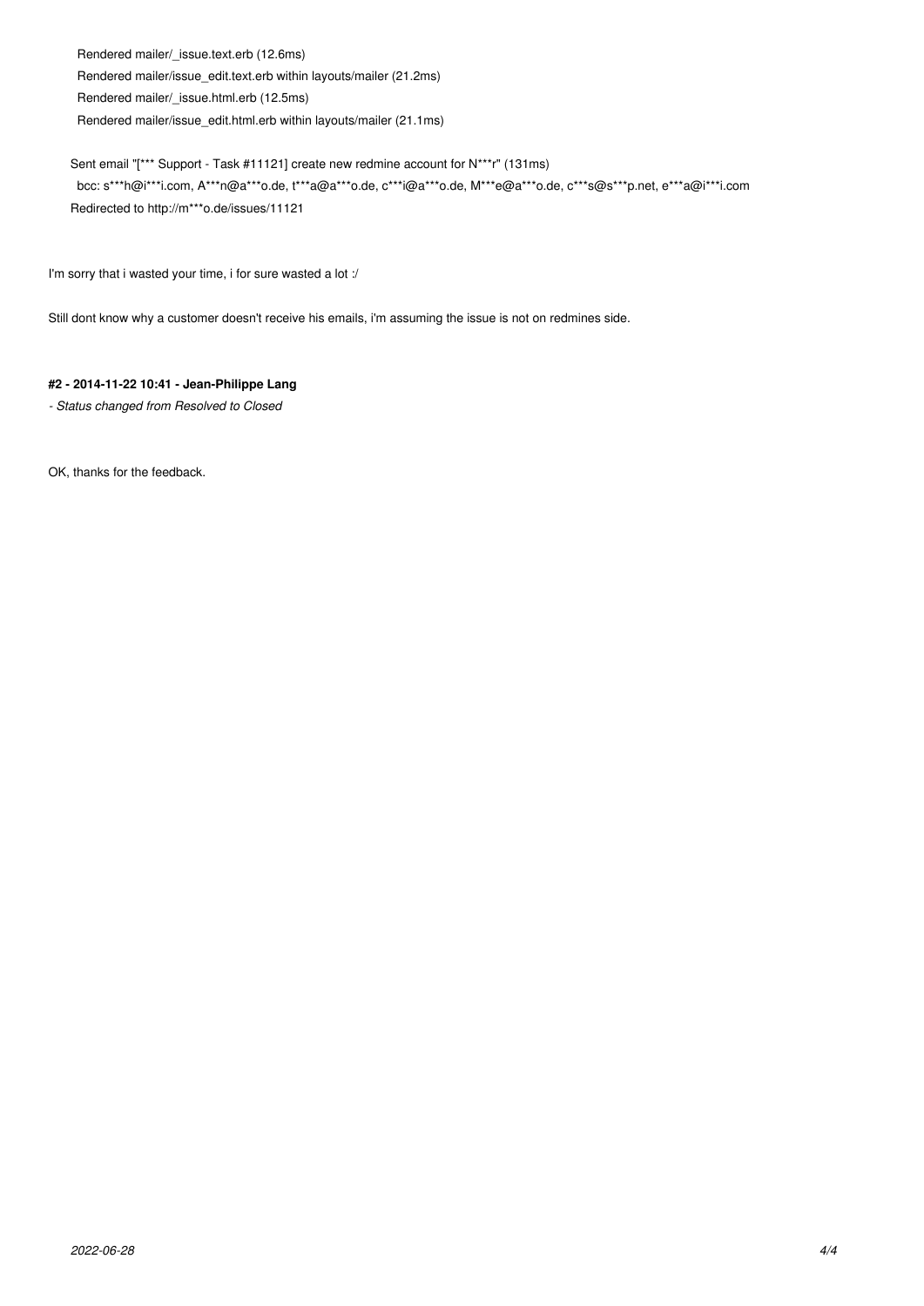```
  Rendered mailer/_issue.text.erb (12.6ms)
  Rendered mailer/issue_edit.text.erb within layouts/mailer (21.2ms)
  Rendered mailer/_issue.html.erb (12.5ms)
  Rendered mailer/issue_edit.html.erb within layouts/mailer (21.1ms)

Sent email "[*** Support - Task #11121] create new redmine account for N***r" (131ms)
  bcc: s***h@i***i.com, A***n@a***o.de, t***a@a***o.de, c***i@a***o.de, M***e@a***o.de, c***s@s***p.net, e***a@i***i.com
Redirected to http://m***o.de/issues/11121
```

I'm sorry that i wasted your time, i for sure wasted a lot :/

Still dont know why a customer doesn't receive his emails, i'm assuming the issue is not on redmines side.

**#2 - 2014-11-22 10:41 - Jean-Philippe Lang**

*- Status changed from Resolved to Closed*

OK, thanks for the feedback.